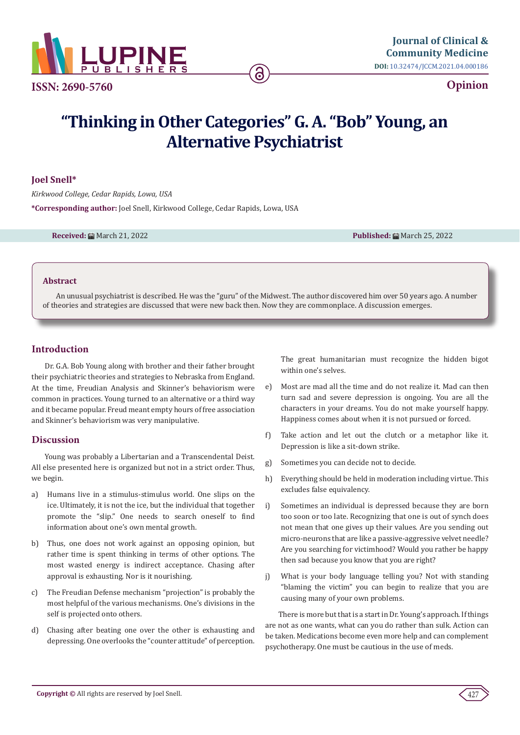Journal of Clinical & Community Medicine

DOI: 10.32474/JCCM.2021.04.000186

ISSN: 2690-5760

Opinion

# "Thinking in Other Categories" G. A. "Bob" Young, an Alternative Psychiatrist

**Joel Snell***

*Kirkwood College, Cedar Rapids, Lowa, USA*

***Corresponding author:** Joel Snell, Kirkwood College, Cedar Rapids, Lowa, USA

**Received:** March 21, 2022 **Published:** March 25, 2022

## Abstract

An unusual psychiatrist is described. He was the "guru" of the Midwest. The author discovered him over 50 years ago. A number of theories and strategies are discussed that were new back then. Now they are commonplace. A discussion emerges.

## Introduction

Dr. G.A. Bob Young along with brother and their father brought their psychiatric theories and strategies to Nebraska from England. At the time, Freudian Analysis and Skinner's behaviorism were common in practices. Young turned to an alternative or a third way and it became popular. Freud meant empty hours of free association and Skinner's behaviorism was very manipulative.

## Discussion

Young was probably a Libertarian and a Transcendental Deist. All else presented here is organized but not in a strict order. Thus, we begin.

a) Humans live in a stimulus-stimulus world. One slips on the ice. Ultimately, it is not the ice, but the individual that together promote the "slip." One needs to search oneself to find information about one's own mental growth.

b) Thus, one does not work against an opposing opinion, but rather time is spent thinking in terms of other options. The most wasted energy is indirect acceptance. Chasing after approval is exhausting. Nor is it nourishing.

c) The Freudian Defense mechanism "projection" is probably the most helpful of the various mechanisms. One's divisions in the self is projected onto others.

d) Chasing after beating one over the other is exhausting and depressing. One overlooks the "counter attitude" of perception. The great humanitarian must recognize the hidden bigot within one's selves.

e) Most are mad all the time and do not realize it. Mad can then turn sad and severe depression is ongoing. You are all the characters in your dreams. You do not make yourself happy. Happiness comes about when it is not pursued or forced.

f) Take action and let out the clutch or a metaphor like it. Depression is like a sit-down strike.

g) Sometimes you can decide not to decide.

h) Everything should be held in moderation including virtue. This excludes false equivalency.

i) Sometimes an individual is depressed because they are born too soon or too late. Recognizing that one is out of synch does not mean that one gives up their values. Are you sending out micro-neurons that are like a passive-aggressive velvet needle? Are you searching for victimhood? Would you rather be happy then sad because you know that you are right?

j) What is your body language telling you? Not with standing "blaming the victim" you can begin to realize that you are causing many of your own problems.

There is more but that is a start in Dr. Young's approach. If things are not as one wants, what can you do rather than sulk. Action can be taken. Medications become even more help and can complement psychotherapy. One must be cautious in the use of meds.

**Copyright ©** All rights are reserved by Joel Snell.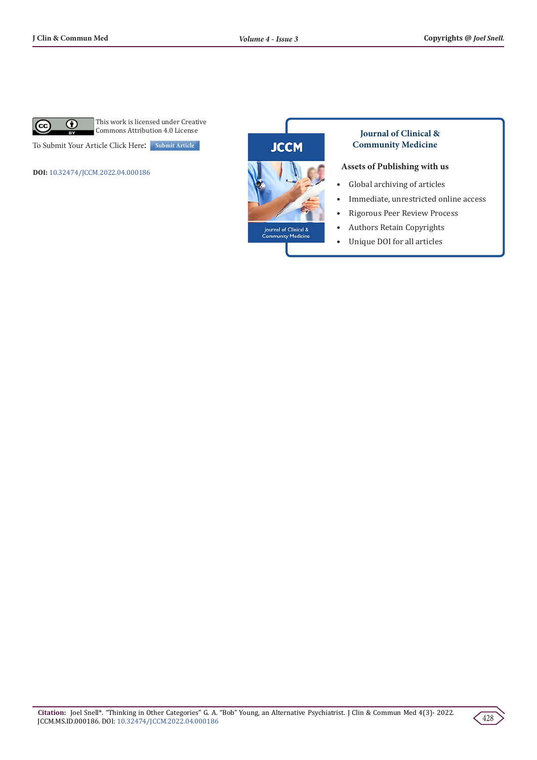This work is licensed under Creative Commons Attribution 4.0 License

To Submit Your Article Click Here: Submit Article

**DOI:** 10.32474/JCCM.2022.04.000186

**Journal of Clinical & Community Medicine**

**Assets of Publishing with us**

- Global archiving of articles
- Immediate, unrestricted online access
- Rigorous Peer Review Process
- Authors Retain Copyrights
- Unique DOI for all articles

**Citation:** Joel Snell*. "Thinking in Other Categories" G. A. "Bob" Young, an Alternative Psychiatrist. J Clin & Commun Med 4(3)- 2022. JCCM.MS.ID.000186. DOI: 10.32474/JCCM.2022.04.000186